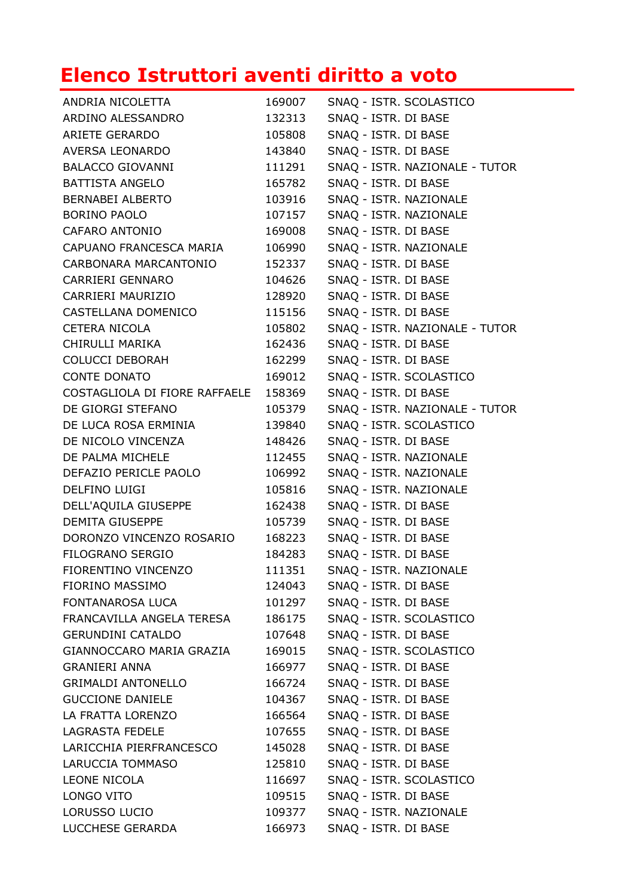# Elenco Istruttori aventi diritto a voto

| | | |
|---|---|---|
| ANDRIA NICOLETTA | 169007 | SNAQ - ISTR. SCOLASTICO |
| ARDINO ALESSANDRO | 132313 | SNAQ - ISTR. DI BASE |
| ARIETE GERARDO | 105808 | SNAQ - ISTR. DI BASE |
| AVERSA LEONARDO | 143840 | SNAQ - ISTR. DI BASE |
| BALACCO GIOVANNI | 111291 | SNAQ - ISTR. NAZIONALE - TUTOR |
| BATTISTA ANGELO | 165782 | SNAQ - ISTR. DI BASE |
| BERNABEI ALBERTO | 103916 | SNAQ - ISTR. NAZIONALE |
| BORINO PAOLO | 107157 | SNAQ - ISTR. NAZIONALE |
| CAFARO ANTONIO | 169008 | SNAQ - ISTR. DI BASE |
| CAPUANO FRANCESCA MARIA | 106990 | SNAQ - ISTR. NAZIONALE |
| CARBONARA MARCANTONIO | 152337 | SNAQ - ISTR. DI BASE |
| CARRIERI GENNARO | 104626 | SNAQ - ISTR. DI BASE |
| CARRIERI MAURIZIO | 128920 | SNAQ - ISTR. DI BASE |
| CASTELLANA DOMENICO | 115156 | SNAQ - ISTR. DI BASE |
| CETERA NICOLA | 105802 | SNAQ - ISTR. NAZIONALE - TUTOR |
| CHIRULLI MARIKA | 162436 | SNAQ - ISTR. DI BASE |
| COLUCCI DEBORAH | 162299 | SNAQ - ISTR. DI BASE |
| CONTE DONATO | 169012 | SNAQ - ISTR. SCOLASTICO |
| COSTAGLIOLA DI FIORE RAFFAELE | 158369 | SNAQ - ISTR. DI BASE |
| DE GIORGI STEFANO | 105379 | SNAQ - ISTR. NAZIONALE - TUTOR |
| DE LUCA ROSA ERMINIA | 139840 | SNAQ - ISTR. SCOLASTICO |
| DE NICOLO VINCENZA | 148426 | SNAQ - ISTR. DI BASE |
| DE PALMA MICHELE | 112455 | SNAQ - ISTR. NAZIONALE |
| DEFAZIO PERICLE PAOLO | 106992 | SNAQ - ISTR. NAZIONALE |
| DELFINO LUIGI | 105816 | SNAQ - ISTR. NAZIONALE |
| DELL'AQUILA GIUSEPPE | 162438 | SNAQ - ISTR. DI BASE |
| DEMITA GIUSEPPE | 105739 | SNAQ - ISTR. DI BASE |
| DORONZO VINCENZO ROSARIO | 168223 | SNAQ - ISTR. DI BASE |
| FILOGRANO SERGIO | 184283 | SNAQ - ISTR. DI BASE |
| FIORENTINO VINCENZO | 111351 | SNAQ - ISTR. NAZIONALE |
| FIORINO MASSIMO | 124043 | SNAQ - ISTR. DI BASE |
| FONTANAROSA LUCA | 101297 | SNAQ - ISTR. DI BASE |
| FRANCAVILLA ANGELA TERESA | 186175 | SNAQ - ISTR. SCOLASTICO |
| GERUNDINI CATALDO | 107648 | SNAQ - ISTR. DI BASE |
| GIANNOCCARO MARIA GRAZIA | 169015 | SNAQ - ISTR. SCOLASTICO |
| GRANIERI ANNA | 166977 | SNAQ - ISTR. DI BASE |
| GRIMALDI ANTONELLO | 166724 | SNAQ - ISTR. DI BASE |
| GUCCIONE DANIELE | 104367 | SNAQ - ISTR. DI BASE |
| LA FRATTA LORENZO | 166564 | SNAQ - ISTR. DI BASE |
| LAGRASTA FEDELE | 107655 | SNAQ - ISTR. DI BASE |
| LARICCHIA PIERFRANCESCO | 145028 | SNAQ - ISTR. DI BASE |
| LARUCCIA TOMMASO | 125810 | SNAQ - ISTR. DI BASE |
| LEONE NICOLA | 116697 | SNAQ - ISTR. SCOLASTICO |
| LONGO VITO | 109515 | SNAQ - ISTR. DI BASE |
| LORUSSO LUCIO | 109377 | SNAQ - ISTR. NAZIONALE |
| LUCCHESE GERARDA | 166973 | SNAQ - ISTR. DI BASE |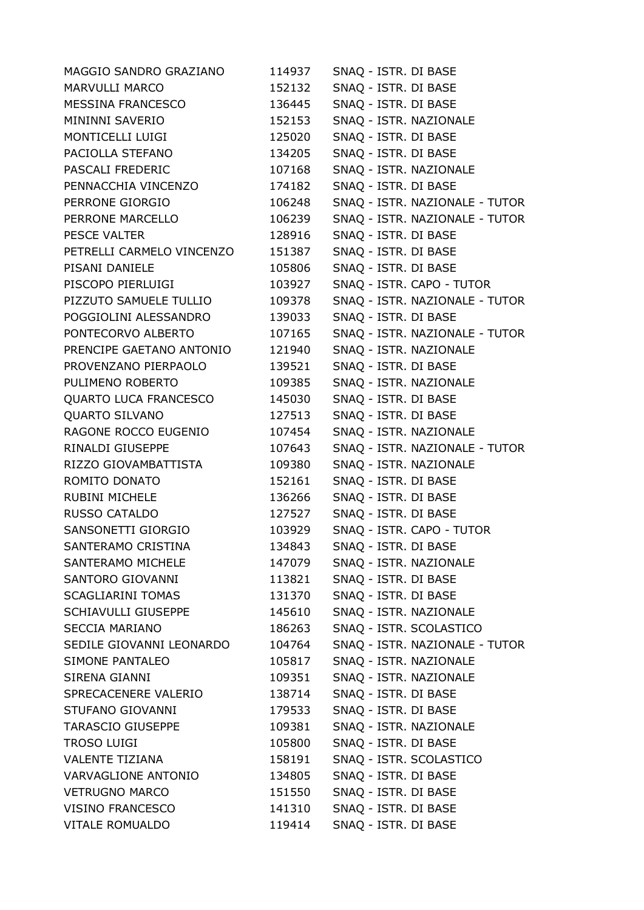| | | |
|---|---|---|
| MAGGIO SANDRO GRAZIANO | 114937 | SNAQ - ISTR. DI BASE |
| MARVULLI MARCO | 152132 | SNAQ - ISTR. DI BASE |
| MESSINA FRANCESCO | 136445 | SNAQ - ISTR. DI BASE |
| MININNI SAVERIO | 152153 | SNAQ - ISTR. NAZIONALE |
| MONTICELLI LUIGI | 125020 | SNAQ - ISTR. DI BASE |
| PACIOLLA STEFANO | 134205 | SNAQ - ISTR. DI BASE |
| PASCALI FREDERIC | 107168 | SNAQ - ISTR. NAZIONALE |
| PENNACCHIA VINCENZO | 174182 | SNAQ - ISTR. DI BASE |
| PERRONE GIORGIO | 106248 | SNAQ - ISTR. NAZIONALE - TUTOR |
| PERRONE MARCELLO | 106239 | SNAQ - ISTR. NAZIONALE - TUTOR |
| PESCE VALTER | 128916 | SNAQ - ISTR. DI BASE |
| PETRELLI CARMELO VINCENZO | 151387 | SNAQ - ISTR. DI BASE |
| PISANI DANIELE | 105806 | SNAQ - ISTR. DI BASE |
| PISCOPO PIERLUIGI | 103927 | SNAQ - ISTR. CAPO - TUTOR |
| PIZZUTO SAMUELE TULLIO | 109378 | SNAQ - ISTR. NAZIONALE - TUTOR |
| POGGIOLINI ALESSANDRO | 139033 | SNAQ - ISTR. DI BASE |
| PONTECORVO ALBERTO | 107165 | SNAQ - ISTR. NAZIONALE - TUTOR |
| PRENCIPE GAETANO ANTONIO | 121940 | SNAQ - ISTR. NAZIONALE |
| PROVENZANO PIERPAOLO | 139521 | SNAQ - ISTR. DI BASE |
| PULIMENO ROBERTO | 109385 | SNAQ - ISTR. NAZIONALE |
| QUARTO LUCA FRANCESCO | 145030 | SNAQ - ISTR. DI BASE |
| QUARTO SILVANO | 127513 | SNAQ - ISTR. DI BASE |
| RAGONE ROCCO EUGENIO | 107454 | SNAQ - ISTR. NAZIONALE |
| RINALDI GIUSEPPE | 107643 | SNAQ - ISTR. NAZIONALE - TUTOR |
| RIZZO GIOVAMBATTISTA | 109380 | SNAQ - ISTR. NAZIONALE |
| ROMITO DONATO | 152161 | SNAQ - ISTR. DI BASE |
| RUBINI MICHELE | 136266 | SNAQ - ISTR. DI BASE |
| RUSSO CATALDO | 127527 | SNAQ - ISTR. DI BASE |
| SANSONETTI GIORGIO | 103929 | SNAQ - ISTR. CAPO - TUTOR |
| SANTERAMO CRISTINA | 134843 | SNAQ - ISTR. DI BASE |
| SANTERAMO MICHELE | 147079 | SNAQ - ISTR. NAZIONALE |
| SANTORO GIOVANNI | 113821 | SNAQ - ISTR. DI BASE |
| SCAGLIARINI TOMAS | 131370 | SNAQ - ISTR. DI BASE |
| SCHIAVULLI GIUSEPPE | 145610 | SNAQ - ISTR. NAZIONALE |
| SECCIA MARIANO | 186263 | SNAQ - ISTR. SCOLASTICO |
| SEDILE GIOVANNI LEONARDO | 104764 | SNAQ - ISTR. NAZIONALE - TUTOR |
| SIMONE PANTALEO | 105817 | SNAQ - ISTR. NAZIONALE |
| SIRENA GIANNI | 109351 | SNAQ - ISTR. NAZIONALE |
| SPRECACENERE VALERIO | 138714 | SNAQ - ISTR. DI BASE |
| STUFANO GIOVANNI | 179533 | SNAQ - ISTR. DI BASE |
| TARASCIO GIUSEPPE | 109381 | SNAQ - ISTR. NAZIONALE |
| TROSO LUIGI | 105800 | SNAQ - ISTR. DI BASE |
| VALENTE TIZIANA | 158191 | SNAQ - ISTR. SCOLASTICO |
| VARVAGLIONE ANTONIO | 134805 | SNAQ - ISTR. DI BASE |
| VETRUGNO MARCO | 151550 | SNAQ - ISTR. DI BASE |
| VISINO FRANCESCO | 141310 | SNAQ - ISTR. DI BASE |
| VITALE ROMUALDO | 119414 | SNAQ - ISTR. DI BASE |